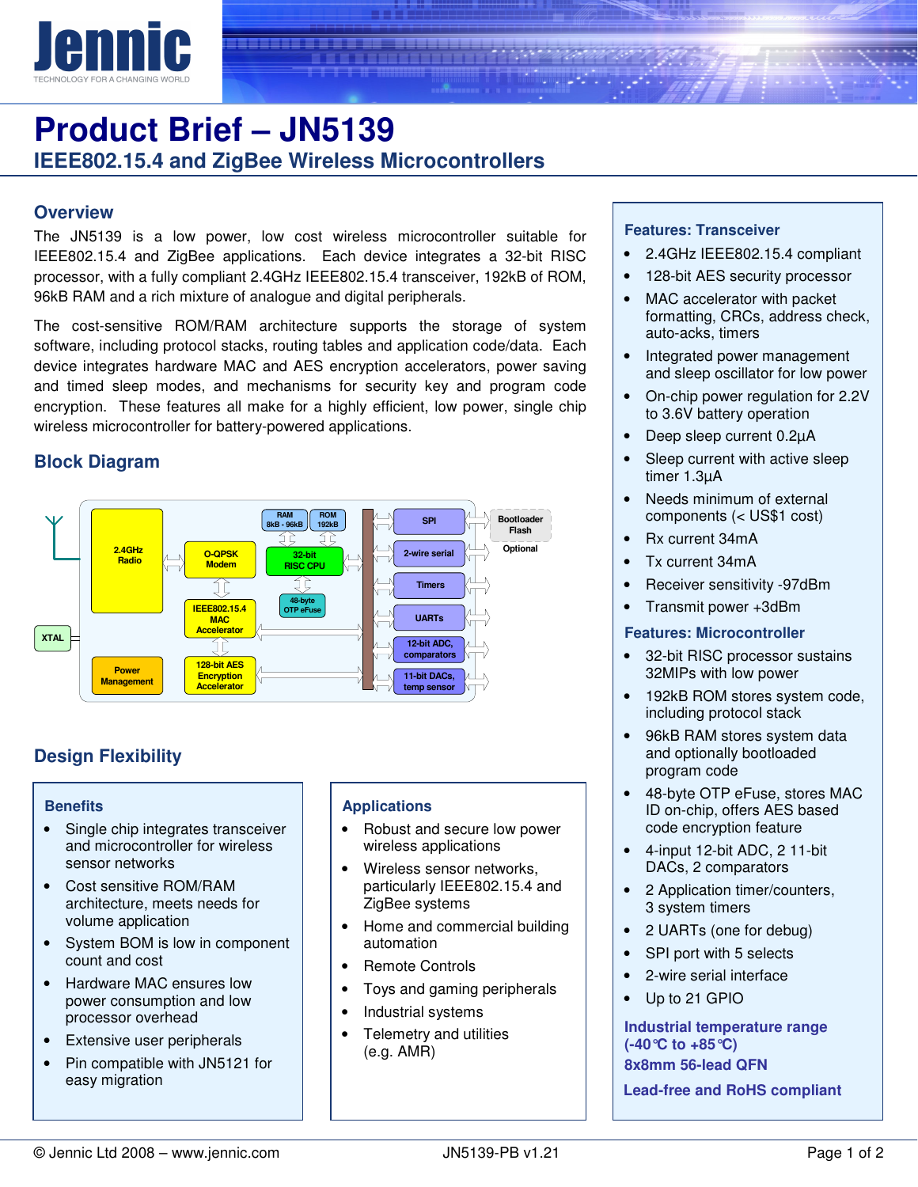# Product Brief – JN5139

## IEEE802.15.4 and ZigBee Wireless Microcontrollers

## Overview

The JN5139 is a low power, low cost wireless microcontroller suitable for IEEE802.15.4 and ZigBee applications. Each device integrates a 32-bit RISC processor, with a fully compliant 2.4GHz IEEE802.15.4 transceiver, 192kB of ROM, 96kB RAM and a rich mixture of analogue and digital peripherals.

The cost-sensitive ROM/RAM architecture supports the storage of system software, including protocol stacks, routing tables and application code/data. Each device integrates hardware MAC and AES encryption accelerators, power saving and timed sleep modes, and mechanisms for security key and program code encryption. These features all make for a highly efficient, low power, single chip wireless microcontroller for battery-powered applications.

## Block Diagram

2.4GHz Radio · O-QPSK Modem · IEEE802.15.4 MAC Accelerator · 128-bit AES Encryption Accelerator · Power Management · XTAL · RAM 8kB - 96kB · ROM 192kB · 32-bit RISC CPU · 48-byte OTP eFuse · SPI · 2-wire serial · Timers · UARTs · 12-bit ADC, comparators · 11-bit DACs, temp sensor · Bootloader Flash (Optional)

## Design Flexibility

### Benefits

- Single chip integrates transceiver and microcontroller for wireless sensor networks
- Cost sensitive ROM/RAM architecture, meets needs for volume application
- System BOM is low in component count and cost
- Hardware MAC ensures low power consumption and low processor overhead
- Extensive user peripherals
- Pin compatible with JN5121 for easy migration

### Applications

- Robust and secure low power wireless applications
- Wireless sensor networks, particularly IEEE802.15.4 and ZigBee systems
- Home and commercial building automation
- Remote Controls
- Toys and gaming peripherals
- Industrial systems
- Telemetry and utilities (e.g. AMR)

### Features: Transceiver

- 2.4GHz IEEE802.15.4 compliant
- 128-bit AES security processor
- MAC accelerator with packet formatting, CRCs, address check, auto-acks, timers
- Integrated power management and sleep oscillator for low power
- On-chip power regulation for 2.2V to 3.6V battery operation
- Deep sleep current 0.2µA
- Sleep current with active sleep timer 1.3µA
- Needs minimum of external components (< US$1 cost)
- Rx current 34mA
- Tx current 34mA
- Receiver sensitivity -97dBm
- Transmit power +3dBm

### Features: Microcontroller

- 32-bit RISC processor sustains 32MIPs with low power
- 192kB ROM stores system code, including protocol stack
- 96kB RAM stores system data and optionally bootloaded program code
- 48-byte OTP eFuse, stores MAC ID on-chip, offers AES based code encryption feature
- 4-input 12-bit ADC, 2 11-bit DACs, 2 comparators
- 2 Application timer/counters, 3 system timers
- 2 UARTs (one for debug)
- SPI port with 5 selects
- 2-wire serial interface
- Up to 21 GPIO

**Industrial temperature range (-40°C to +85°C)**

**8x8mm 56-lead QFN**

**Lead-free and RoHS compliant**

© Jennic Ltd 2008 – www.jennic.com    JN5139-PB v1.21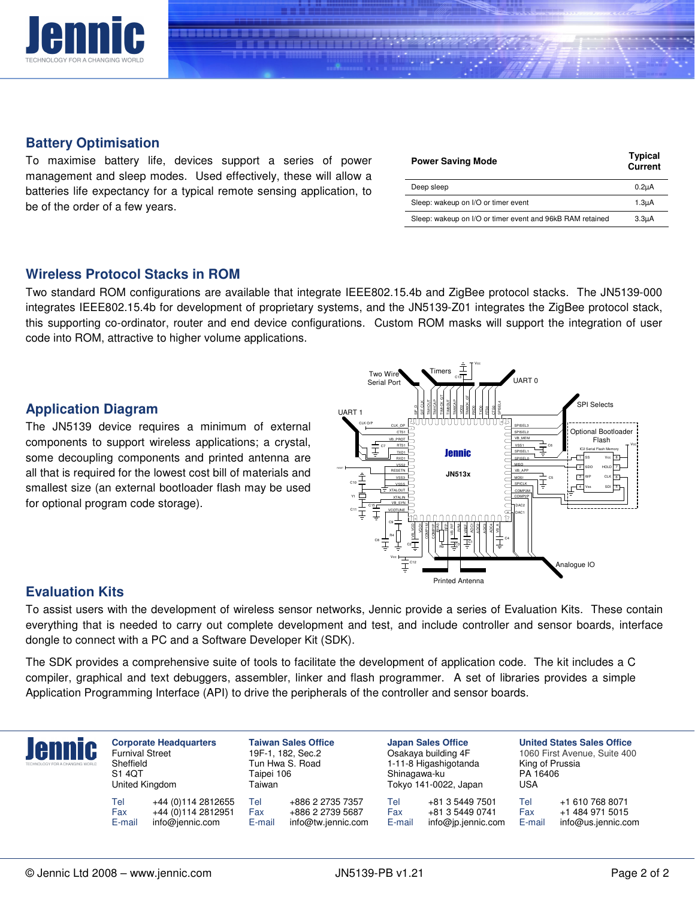## Battery Optimisation

To maximise battery life, devices support a series of power management and sleep modes. Used effectively, these will allow a batteries life expectancy for a typical remote sensing application, to be of the order of a few years.

| Power Saving Mode | Typical Current |
|---|---|
| Deep sleep | 0.2µA |
| Sleep: wakeup on I/O or timer event | 1.3µA |
| Sleep: wakeup on I/O or timer event and 96kB RAM retained | 3.3µA |

## Wireless Protocol Stacks in ROM

Two standard ROM configurations are available that integrate IEEE802.15.4b and ZigBee protocol stacks. The JN5139-000 integrates IEEE802.15.4b for development of proprietary systems, and the JN5139-Z01 integrates the ZigBee protocol stack, this supporting co-ordinator, router and end device configurations. Custom ROM masks will support the integration of user code into ROM, attractive to higher volume applications.

## Application Diagram

The JN5139 device requires a minimum of external components to support wireless applications; a crystal, some decoupling components and printed antenna are all that is required for the lowest cost bill of materials and smallest size (an external bootloader flash may be used for optional program code storage).

Two Wire Serial Port
Timers
UART 0
UART 1
SPI Selects
Optional Bootloader Flash
Jennic
JN513x
Analogue IO
Printed Antenna

## Evaluation Kits

To assist users with the development of wireless sensor networks, Jennic provide a series of Evaluation Kits. These contain everything that is needed to carry out complete development and test, and include controller and sensor boards, interface dongle to connect with a PC and a Software Developer Kit (SDK).

The SDK provides a comprehensive suite of tools to facilitate the development of application code. The kit includes a C compiler, graphical and text debuggers, assembler, linker and flash programmer. A set of libraries provides a simple Application Programming Interface (API) to drive the peripherals of the controller and sensor boards.

**Corporate Headquarters**
Furnival Street
Sheffield
S1 4QT
United Kingdom
Tel +44 (0)114 2812655
Fax +44 (0)114 2812951
E-mail info@jennic.com

**Taiwan Sales Office**
19F-1, 182, Sec.2
Tun Hwa S. Road
Taipei 106
Taiwan
Tel +886 2 2735 7357
Fax +886 2 2739 5687
E-mail info@tw.jennic.com

**Japan Sales Office**
Osakaya building 4F
1-11-8 Higashigotanda
Shinagawa-ku
Tokyo 141-0022, Japan
Tel +81 3 5449 7501
Fax +81 3 5449 0741
E-mail info@jp.jennic.com

**United States Sales Office**
1060 First Avenue, Suite 400
King of Prussia
PA 16406
USA
Tel +1 610 768 8071
Fax +1 484 971 5015
E-mail info@us.jennic.com

© Jennic Ltd 2008 – www.jennic.com JN5139-PB v1.21